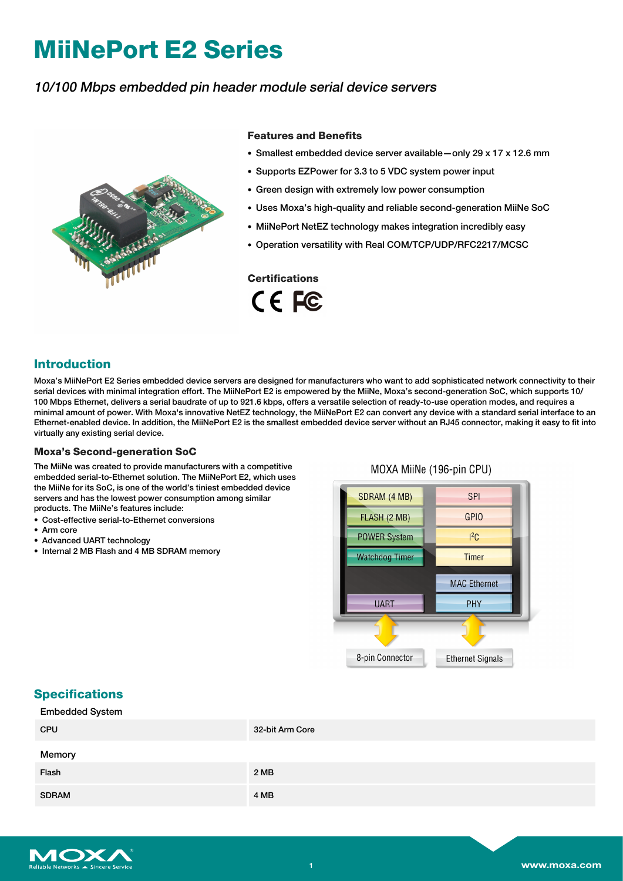# MiiNePort E2 Series

*10/100 Mbps embedded pin header module serial device servers*

### Features and Benefits

- Smallest embedded device server available—only 29 x 17 x 12.6 mm
- Supports EZPower for 3.3 to 5 VDC system power input
- Green design with extremely low power consumption
- Uses Moxa's high-quality and reliable second-generation MiiNe SoC
- MiiNePort NetEZ technology makes integration incredibly easy
- Operation versatility with Real COM/TCP/UDP/RFC2217/MCSC

### Certifications

CE FC

## Introduction

Moxa's MiiNePort E2 Series embedded device servers are designed for manufacturers who want to add sophisticated network connectivity to their serial devices with minimal integration effort. The MiiNePort E2 is empowered by the MiiNe, Moxa's second-generation SoC, which supports 10/100 Mbps Ethernet, delivers a serial baudrate of up to 921.6 kbps, offers a versatile selection of ready-to-use operation modes, and requires a minimal amount of power. With Moxa's innovative NetEZ technology, the MiiNePort E2 can convert any device with a standard serial interface to an Ethernet-enabled device. In addition, the MiiNePort E2 is the smallest embedded device server without an RJ45 connector, making it easy to fit into virtually any existing serial device.

### Moxa's Second-generation SoC

The MiiNe was created to provide manufacturers with a competitive embedded serial-to-Ethernet solution. The MiiNePort E2, which uses the MiiNe for its SoC, is one of the world's tiniest embedded device servers and has the lowest power consumption among similar products. The MiiNe's features include:

- Cost-effective serial-to-Ethernet conversions
- Arm core
- Advanced UART technology
- Internal 2 MB Flash and 4 MB SDRAM memory

MOXA MiiNe (196-pin CPU)

SDRAM (4 MB) | SPI
FLASH (2 MB) | GPIO
POWER System | I²C
Watchdog Timer | Timer
MAC Ethernet
UART | PHY

8-pin Connector | Ethernet Signals

## Specifications

| Embedded System | |
|---|---|
| CPU | 32-bit Arm Core |
| **Memory** | |
| Flash | 2 MB |
| SDRAM | 4 MB |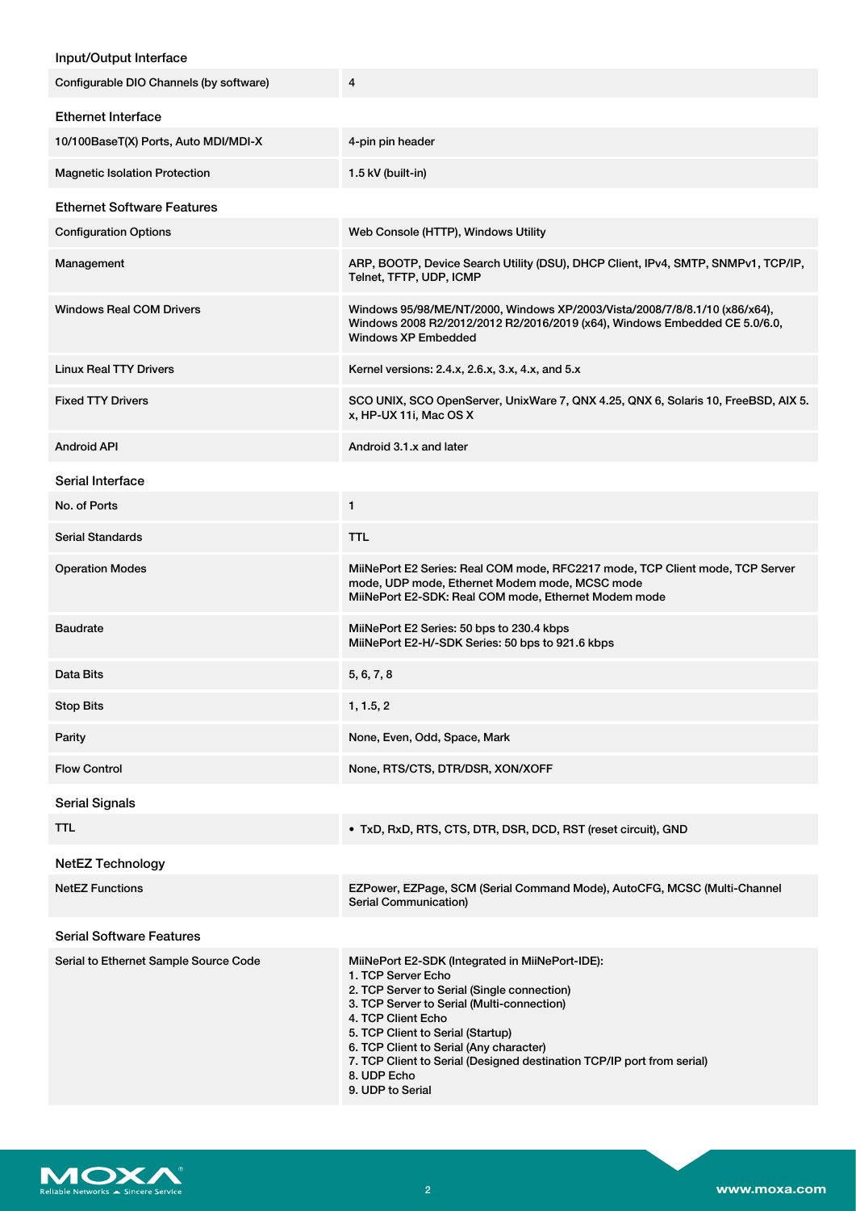### Input/Output Interface

| | |
|---|---|
| Configurable DIO Channels (by software) | 4 |

### Ethernet Interface

| | |
|---|---|
| 10/100BaseT(X) Ports, Auto MDI/MDI-X | 4-pin pin header |
| Magnetic Isolation Protection | 1.5 kV (built-in) |

### Ethernet Software Features

| | |
|---|---|
| Configuration Options | Web Console (HTTP), Windows Utility |
| Management | ARP, BOOTP, Device Search Utility (DSU), DHCP Client, IPv4, SMTP, SNMPv1, TCP/IP, Telnet, TFTP, UDP, ICMP |
| Windows Real COM Drivers | Windows 95/98/ME/NT/2000, Windows XP/2003/Vista/2008/7/8/8.1/10 (x86/x64), Windows 2008 R2/2012/2012 R2/2016/2019 (x64), Windows Embedded CE 5.0/6.0, Windows XP Embedded |
| Linux Real TTY Drivers | Kernel versions: 2.4.x, 2.6.x, 3.x, 4.x, and 5.x |
| Fixed TTY Drivers | SCO UNIX, SCO OpenServer, UnixWare 7, QNX 4.25, QNX 6, Solaris 10, FreeBSD, AIX 5.x, HP-UX 11i, Mac OS X |
| Android API | Android 3.1.x and later |

### Serial Interface

| | |
|---|---|
| No. of Ports | 1 |
| Serial Standards | TTL |
| Operation Modes | MiiNePort E2 Series: Real COM mode, RFC2217 mode, TCP Client mode, TCP Server mode, UDP mode, Ethernet Modem mode, MCSC mode<br>MiiNePort E2-SDK: Real COM mode, Ethernet Modem mode |
| Baudrate | MiiNePort E2 Series: 50 bps to 230.4 kbps<br>MiiNePort E2-H/-SDK Series: 50 bps to 921.6 kbps |
| Data Bits | 5, 6, 7, 8 |
| Stop Bits | 1, 1.5, 2 |
| Parity | None, Even, Odd, Space, Mark |
| Flow Control | None, RTS/CTS, DTR/DSR, XON/XOFF |

### Serial Signals

| | |
|---|---|
| TTL | • TxD, RxD, RTS, CTS, DTR, DSR, DCD, RST (reset circuit), GND |

### NetEZ Technology

| | |
|---|---|
| NetEZ Functions | EZPower, EZPage, SCM (Serial Command Mode), AutoCFG, MCSC (Multi-Channel Serial Communication) |

### Serial Software Features

| | |
|---|---|
| Serial to Ethernet Sample Source Code | MiiNePort E2-SDK (Integrated in MiiNePort-IDE):<br>1. TCP Server Echo<br>2. TCP Server to Serial (Single connection)<br>3. TCP Server to Serial (Multi-connection)<br>4. TCP Client Echo<br>5. TCP Client to Serial (Startup)<br>6. TCP Client to Serial (Any character)<br>7. TCP Client to Serial (Designed destination TCP/IP port from serial)<br>8. UDP Echo<br>9. UDP to Serial |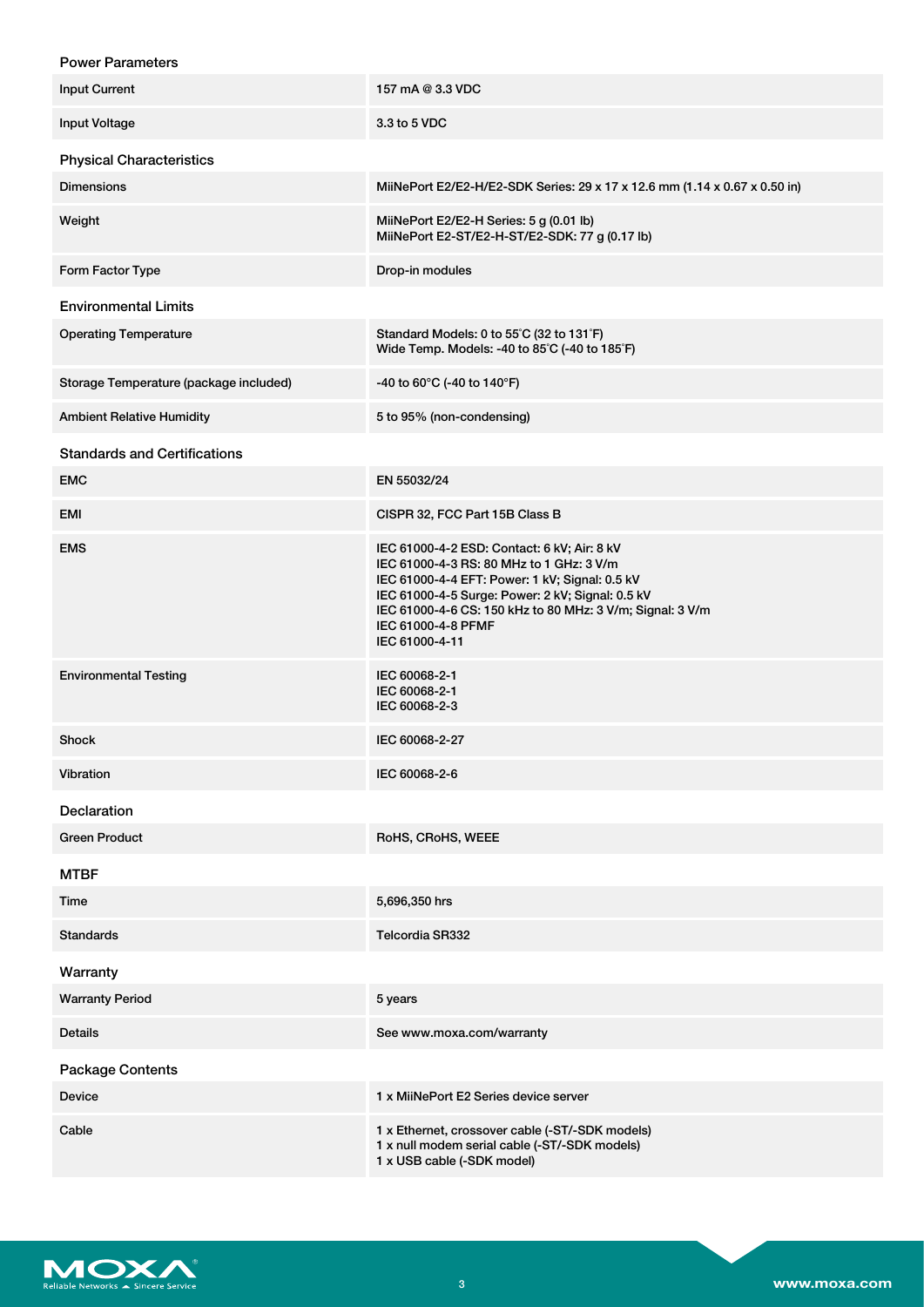### Power Parameters

| | |
|---|---|
| Input Current | 157 mA @ 3.3 VDC |
| Input Voltage | 3.3 to 5 VDC |

### Physical Characteristics

| | |
|---|---|
| Dimensions | MiiNePort E2/E2-H/E2-SDK Series: 29 x 17 x 12.6 mm (1.14 x 0.67 x 0.50 in) |
| Weight | MiiNePort E2/E2-H Series: 5 g (0.01 lb)<br>MiiNePort E2-ST/E2-H-ST/E2-SDK: 77 g (0.17 lb) |
| Form Factor Type | Drop-in modules |

### Environmental Limits

| | |
|---|---|
| Operating Temperature | Standard Models: 0 to 55°C (32 to 131°F)<br>Wide Temp. Models: -40 to 85°C (-40 to 185°F) |
| Storage Temperature (package included) | -40 to 60°C (-40 to 140°F) |
| Ambient Relative Humidity | 5 to 95% (non-condensing) |

### Standards and Certifications

| | |
|---|---|
| EMC | EN 55032/24 |
| EMI | CISPR 32, FCC Part 15B Class B |
| EMS | IEC 61000-4-2 ESD: Contact: 6 kV; Air: 8 kV<br>IEC 61000-4-3 RS: 80 MHz to 1 GHz: 3 V/m<br>IEC 61000-4-4 EFT: Power: 1 kV; Signal: 0.5 kV<br>IEC 61000-4-5 Surge: Power: 2 kV; Signal: 0.5 kV<br>IEC 61000-4-6 CS: 150 kHz to 80 MHz: 3 V/m; Signal: 3 V/m<br>IEC 61000-4-8 PFMF<br>IEC 61000-4-11 |
| Environmental Testing | IEC 60068-2-1<br>IEC 60068-2-1<br>IEC 60068-2-3 |
| Shock | IEC 60068-2-27 |
| Vibration | IEC 60068-2-6 |

### Declaration

| | |
|---|---|
| Green Product | RoHS, CRoHS, WEEE |

### MTBF

| | |
|---|---|
| Time | 5,696,350 hrs |
| Standards | Telcordia SR332 |

### Warranty

| | |
|---|---|
| Warranty Period | 5 years |
| Details | See www.moxa.com/warranty |

### Package Contents

| | |
|---|---|
| Device | 1 x MiiNePort E2 Series device server |
| Cable | 1 x Ethernet, crossover cable (-ST/-SDK models)<br>1 x null modem serial cable (-ST/-SDK models)<br>1 x USB cable (-SDK model) |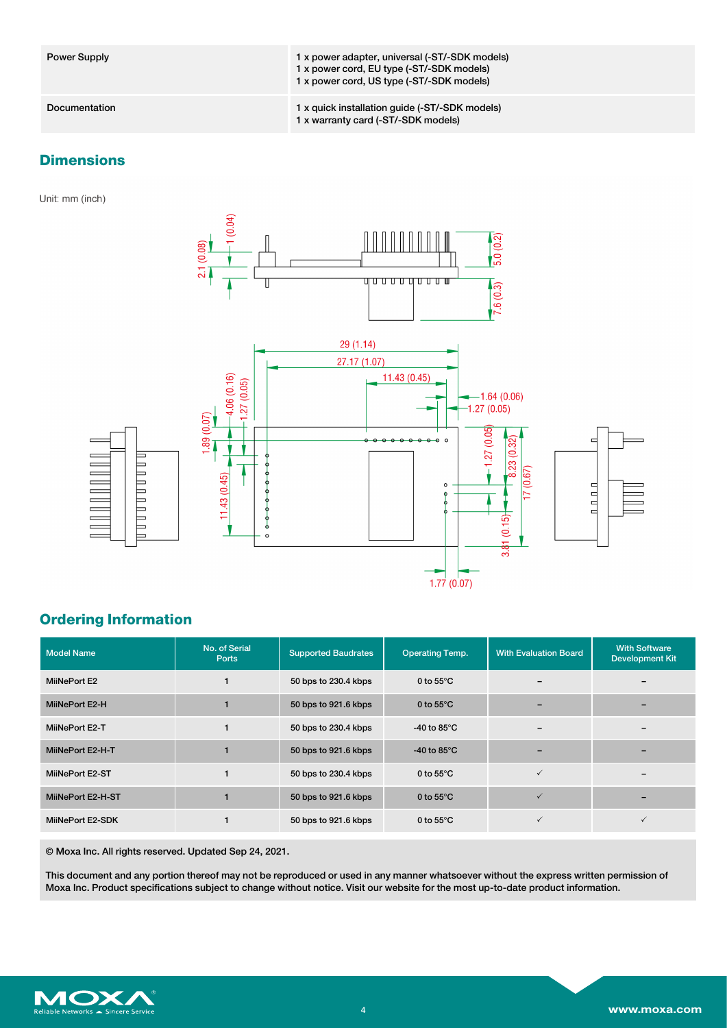| | |
|---|---|
| Power Supply | 1 x power adapter, universal (-ST/-SDK models)<br>1 x power cord, EU type (-ST/-SDK models)<br>1 x power cord, US type (-ST/-SDK models) |
| Documentation | 1 x quick installation guide (-ST/-SDK models)<br>1 x warranty card (-ST/-SDK models) |

## Dimensions

Unit: mm (inch)

2.1 (0.08)
1 (0.04)
5.0 (0.2)
7.6 (0.3)
29 (1.14)
27.17 (1.07)
11.43 (0.45)
4.06 (0.16)
1.27 (0.05)
1.64 (0.06)
1.27 (0.05)
1.89 (0.07)
11.43 (0.45)
1.27 (0.05)
8.23 (0.32)
17 (0.67)
3.81 (0.15)
1.77 (0.07)

## Ordering Information

| Model Name | No. of Serial Ports | Supported Baudrates | Operating Temp. | With Evaluation Board | With Software Development Kit |
|---|---|---|---|---|---|
| MiiNePort E2 | 1 | 50 bps to 230.4 kbps | 0 to 55°C | – | – |
| MiiNePort E2-H | 1 | 50 bps to 921.6 kbps | 0 to 55°C | – | – |
| MiiNePort E2-T | 1 | 50 bps to 230.4 kbps | -40 to 85°C | – | – |
| MiiNePort E2-H-T | 1 | 50 bps to 921.6 kbps | -40 to 85°C | – | – |
| MiiNePort E2-ST | 1 | 50 bps to 230.4 kbps | 0 to 55°C | ✓ | – |
| MiiNePort E2-H-ST | 1 | 50 bps to 921.6 kbps | 0 to 55°C | ✓ | – |
| MiiNePort E2-SDK | 1 | 50 bps to 921.6 kbps | 0 to 55°C | ✓ | ✓ |

© Moxa Inc. All rights reserved. Updated Sep 24, 2021.

This document and any portion thereof may not be reproduced or used in any manner whatsoever without the express written permission of Moxa Inc. Product specifications subject to change without notice. Visit our website for the most up-to-date product information.